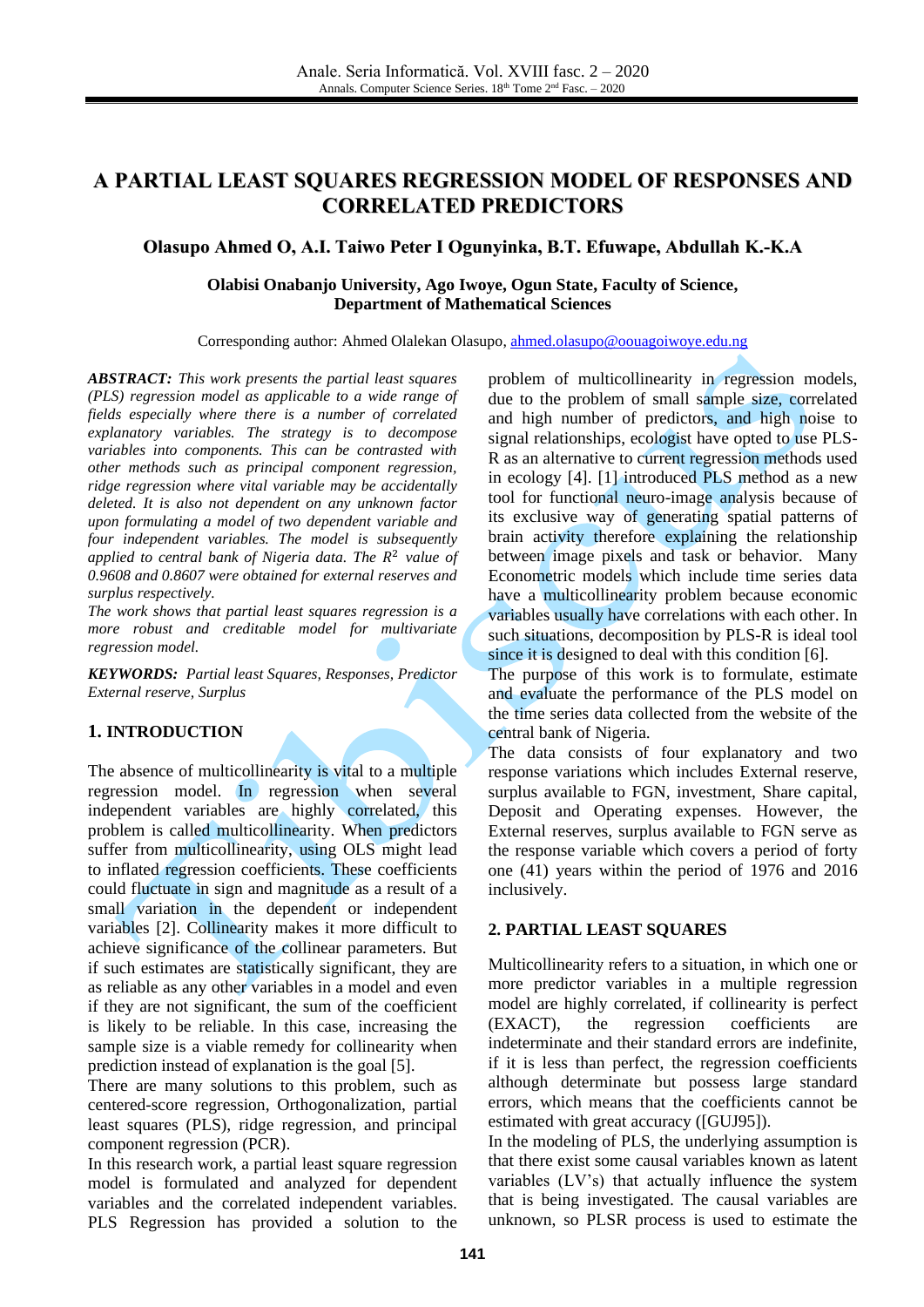# A PARTIAL LEAST SQUARES REGRESSION MODEL OF RESPONSES AND CORRELATED PREDICTORS

**Olasupo Ahmed O, A.I. Taiwo Peter I Ogunyinka, B.T. Efuwape, Abdullah K.-K.A**

**Olabisi Onabanjo University, Ago Iwoye, Ogun State, Faculty of Science, Department of Mathematical Sciences**

Corresponding author: Ahmed Olalekan Olasupo, ahmed.olasupo@oouagoiwoye.edu.ng

***ABSTRACT:*** *This work presents the partial least squares (PLS) regression model as applicable to a wide range of fields especially where there is a number of correlated explanatory variables. The strategy is to decompose variables into components. This can be contrasted with other methods such as principal component regression, ridge regression where vital variable may be accidentally deleted. It is also not dependent on any unknown factor upon formulating a model of two dependent variable and four independent variables. The model is subsequently applied to central bank of Nigeria data. The* $R^2$ *value of 0.9608 and 0.8607 were obtained for external reserves and surplus respectively.*

*The work shows that partial least squares regression is a more robust and creditable model for multivariate regression model.*

***KEYWORDS:*** *Partial least Squares, Responses, Predictor External reserve, Surplus*

## 1. INTRODUCTION

The absence of multicollinearity is vital to a multiple regression model. In regression when several independent variables are highly correlated, this problem is called multicollinearity. When predictors suffer from multicollinearity, using OLS might lead to inflated regression coefficients. These coefficients could fluctuate in sign and magnitude as a result of a small variation in the dependent or independent variables [2]. Collinearity makes it more difficult to achieve significance of the collinear parameters. But if such estimates are statistically significant, they are as reliable as any other variables in a model and even if they are not significant, the sum of the coefficient is likely to be reliable. In this case, increasing the sample size is a viable remedy for collinearity when prediction instead of explanation is the goal [5].

There are many solutions to this problem, such as centered-score regression, Orthogonalization, partial least squares (PLS), ridge regression, and principal component regression (PCR).

In this research work, a partial least square regression model is formulated and analyzed for dependent variables and the correlated independent variables. PLS Regression has provided a solution to the problem of multicollinearity in regression models, due to the problem of small sample size, correlated and high number of predictors, and high noise to signal relationships, ecologist have opted to use PLS-R as an alternative to current regression methods used in ecology [4]. [1] introduced PLS method as a new tool for functional neuro-image analysis because of its exclusive way of generating spatial patterns of brain activity therefore explaining the relationship between image pixels and task or behavior. Many Econometric models which include time series data have a multicollinearity problem because economic variables usually have correlations with each other. In such situations, decomposition by PLS-R is ideal tool since it is designed to deal with this condition [6].

The purpose of this work is to formulate, estimate and evaluate the performance of the PLS model on the time series data collected from the website of the central bank of Nigeria.

The data consists of four explanatory and two response variations which includes External reserve, surplus available to FGN, investment, Share capital, Deposit and Operating expenses. However, the External reserves, surplus available to FGN serve as the response variable which covers a period of forty one (41) years within the period of 1976 and 2016 inclusively.

## 2. PARTIAL LEAST SQUARES

Multicollinearity refers to a situation, in which one or more predictor variables in a multiple regression model are highly correlated, if collinearity is perfect (EXACT), the regression coefficients are indeterminate and their standard errors are indefinite, if it is less than perfect, the regression coefficients although determinate but possess large standard errors, which means that the coefficients cannot be estimated with great accuracy ([GUJ95]).

In the modeling of PLS, the underlying assumption is that there exist some causal variables known as latent variables (LV's) that actually influence the system that is being investigated. The causal variables are unknown, so PLSR process is used to estimate the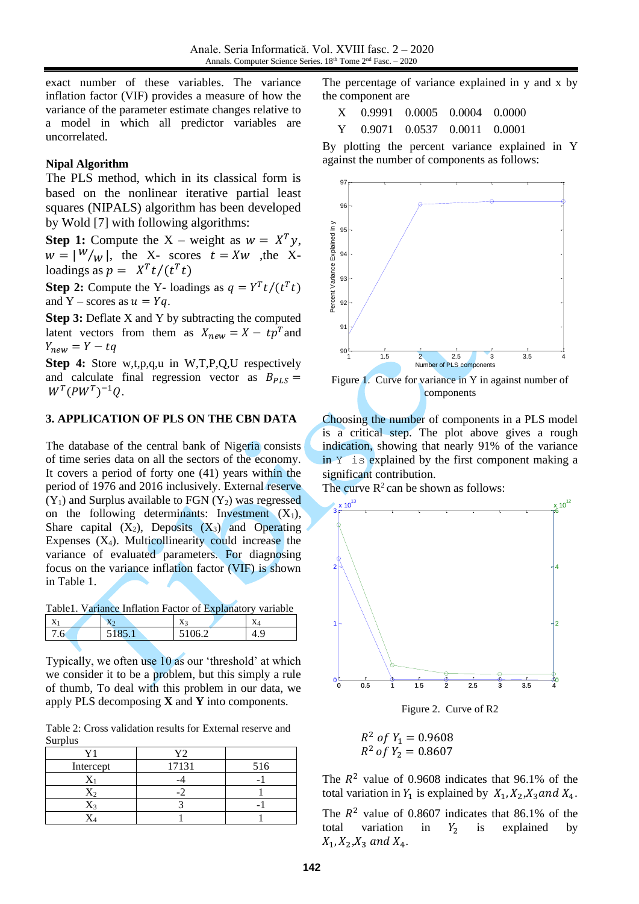exact number of these variables. The variance inflation factor (VIF) provides a measure of how the variance of the parameter estimate changes relative to a model in which all predictor variables are uncorrelated.

**Nipal Algorithm**

The PLS method, which in its classical form is based on the nonlinear iterative partial least squares (NIPALS) algorithm has been developed by Wold [7] with following algorithms:

**Step 1:** Compute the X – weight as $w = X^T y$, $w = |{}^{W}/_{W}|$, the X- scores $t = Xw$ ,the X- loadings as $p = X^T t/(t^T t)$

**Step 2:** Compute the Y- loadings as $q = Y^T t/(t^T t)$ and Y – scores as $u = Yq$.

**Step 3:** Deflate X and Y by subtracting the computed latent vectors from them as $X_{new} = X - tp^T$ and $Y_{new} = Y - tq$

**Step 4:** Store w,t,p,q,u in W,T,P,Q,U respectively and calculate final regression vector as $B_{PLS} = W^T(PW^T)^{-1}Q$.

## 3. APPLICATION OF PLS ON THE CBN DATA

The database of the central bank of Nigeria consists of time series data on all the sectors of the economy. It covers a period of forty one (41) years within the period of 1976 and 2016 inclusively. External reserve ($Y_1$) and Surplus available to FGN ($Y_2$) was regressed on the following determinants: Investment ($X_1$), Share capital ($X_2$), Deposits ($X_3$) and Operating Expenses ($X_4$). Multicollinearity could increase the variance of evaluated parameters. For diagnosing focus on the variance inflation factor (VIF) is shown in Table 1.

Table1. Variance Inflation Factor of Explanatory variable

| $x_1$ | $x_2$ | $x_3$ | $x_4$ |
|---|---|---|---|
| 7.6 | 5185.1 | 5106.2 | 4.9 |

Typically, we often use 10 as our 'threshold' at which we consider it to be a problem, but this simply a rule of thumb, To deal with this problem in our data, we apply PLS decomposing **X** and **Y** into components.

Table 2: Cross validation results for External reserve and Surplus

| Y1 | Y2 | |
|---|---|---|
| Intercept | 17131 | 516 |
| $X_1$ | -4 | -1 |
| $X_2$ | -2 | 1 |
| $X_3$ | 3 | -1 |
| $X_4$ | 1 | 1 |

The percentage of variance explained in y and x by the component are

| | | | | |
|---|---|---|---|---|
| X | 0.9991 | 0.0005 | 0.0004 | 0.0000 |
| Y | 0.9071 | 0.0537 | 0.0011 | 0.0001 |

By plotting the percent variance explained in Y against the number of components as follows:

Figure 1. Curve for variance in Y in against number of components

Choosing the number of components in a PLS model is a critical step. The plot above gives a rough indication, showing that nearly 91% of the variance in Y is explained by the first component making a significant contribution.

The curve $R^2$ can be shown as follows:

Figure 2. Curve of R2

$$R^2 \; of \; Y_1 = 0.9608$$
$$R^2 \; of \; Y_2 = 0.8607$$

The $R^2$ value of 0.9608 indicates that 96.1% of the total variation in $Y_1$ is explained by $X_1, X_2, X_3 and X_4$.

The $R^2$ value of 0.8607 indicates that 86.1% of the total variation in $Y_2$ is explained by $X_1, X_2, X_3 \; and \; X_4$.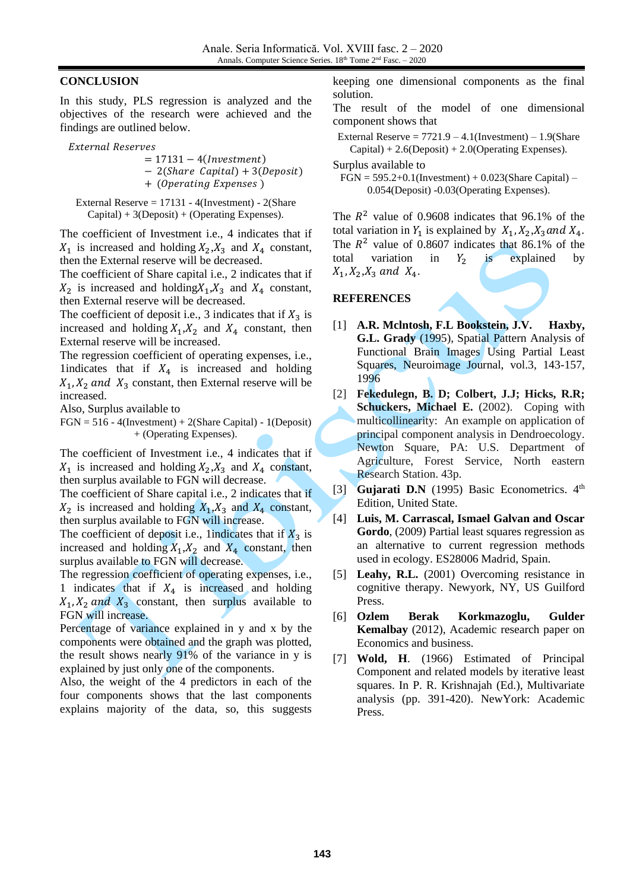## CONCLUSION

In this study, PLS regression is analyzed and the objectives of the research were achieved and the findings are outlined below.

$$External\ Reserves = 17131 - 4(Investment) - 2(Share\ Capital) + 3(Deposit) + (Operating\ Expenses\ )$$

External Reserve = 17131 - 4(Investment) - 2(Share Capital) + 3(Deposit) + (Operating Expenses).

The coefficient of Investment i.e., 4 indicates that if $X_1$ is increased and holding $X_2$,$X_3$ and $X_4$ constant, then the External reserve will be decreased.

The coefficient of Share capital i.e., 2 indicates that if $X_2$ is increased and holding$X_1$,$X_3$ and $X_4$ constant, then External reserve will be decreased.

The coefficient of deposit i.e., 3 indicates that if $X_3$ is increased and holding $X_1$,$X_2$ and $X_4$ constant, then External reserve will be increased.

The regression coefficient of operating expenses, i.e., 1indicates that if $X_4$ is increased and holding $X_1,X_2$ *and* $X_3$ constant, then External reserve will be increased.

Also, Surplus available to

FGN = 516 - 4(Investment) + 2(Share Capital) - 1(Deposit) + (Operating Expenses).

The coefficient of Investment i.e., 4 indicates that if $X_1$ is increased and holding $X_2$,$X_3$ and $X_4$ constant, then surplus available to FGN will decrease.

The coefficient of Share capital i.e., 2 indicates that if $X_2$ is increased and holding $X_1$,$X_3$ and $X_4$ constant, then surplus available to FGN will increase.

The coefficient of deposit i.e., 1indicates that if $X_3$ is increased and holding $X_1$,$X_2$ and $X_4$ constant, then surplus available to FGN will decrease.

The regression coefficient of operating expenses, i.e., 1 indicates that if $X_4$ is increased and holding $X_1,X_2$ *and* $X_3$ constant, then surplus available to FGN will increase.

Percentage of variance explained in y and x by the components were obtained and the graph was plotted, the result shows nearly 91% of the variance in y is explained by just only one of the components.

Also, the weight of the 4 predictors in each of the four components shows that the last components explains majority of the data, so, this suggests keeping one dimensional components as the final solution.

The result of the model of one dimensional component shows that

External Reserve = 7721.9 – 4.1(Investment) – 1.9(Share Capital) + 2.6(Deposit) + 2.0(Operating Expenses).

Surplus available to

FGN = 595.2+0.1(Investment) + 0.023(Share Capital) – 0.054(Deposit) -0.03(Operating Expenses).

The $R^2$ value of 0.9608 indicates that 96.1% of the total variation in $Y_1$ is explained by $X_1,X_2,X_3$ *and* $X_4$. The $R^2$ value of 0.8607 indicates that 86.1% of the total variation in $Y_2$ is explained by $X_1,X_2,X_3$ *and* $X_4$.

## REFERENCES

[1] **A.R. Mclntosh, F.L Bookstein, J.V. Haxby, G.L. Grady** (1995), Spatial Pattern Analysis of Functional Brain Images Using Partial Least Squares, Neuroimage Journal, vol.3, 143-157, 1996

[2] **Fekedulegn, B. D; Colbert, J.J; Hicks, R.R; Schuckers, Michael E.** (2002). Coping with multicollinearity: An example on application of principal component analysis in Dendroecology. Newton Square, PA: U.S. Department of Agriculture, Forest Service, North eastern Research Station. 43p.

[3] **Gujarati D.N** (1995) Basic Econometrics. 4th Edition, United State.

[4] **Luis, M. Carrascal, Ismael Galvan and Oscar Gordo**, (2009) Partial least squares regression as an alternative to current regression methods used in ecology. ES28006 Madrid, Spain.

[5] **Leahy, R.L.** (2001) Overcoming resistance in cognitive therapy. Newyork, NY, US Guilford Press.

[6] **Ozlem Berak Korkmazoglu, Gulder Kemalbay** (2012), Academic research paper on Economics and business.

[7] **Wold, H.** (1966) Estimated of Principal Component and related models by iterative least squares. In P. R. Krishnajah (Ed.), Multivariate analysis (pp. 391-420). NewYork: Academic Press.